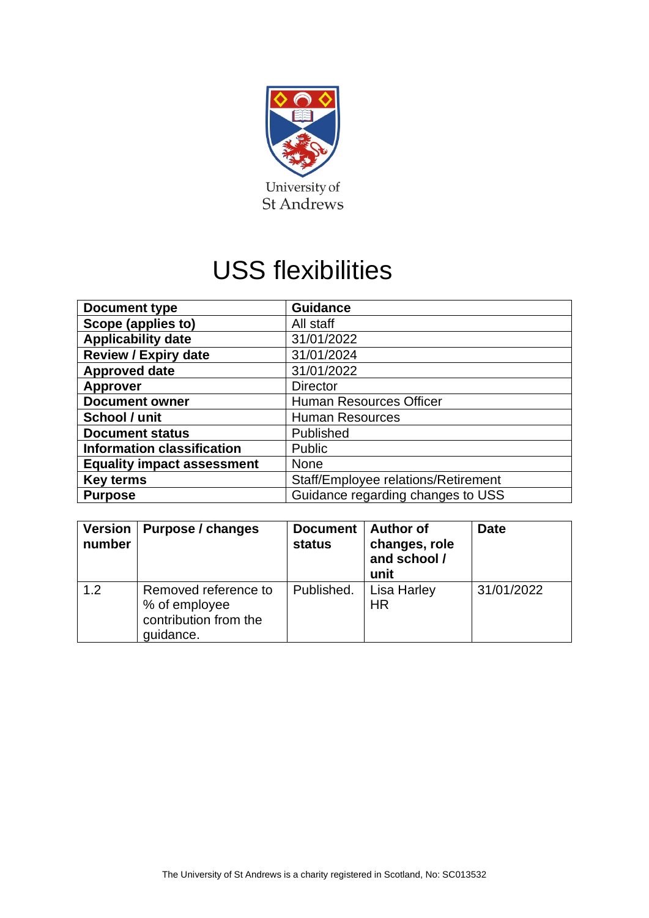University of St Andrews

# USS flexibilities

| Document type | Guidance |
|---|---|
| Scope (applies to) | All staff |
| Applicability date | 31/01/2022 |
| Review / Expiry date | 31/01/2024 |
| Approved date | 31/01/2022 |
| Approver | Director |
| Document owner | Human Resources Officer |
| School / unit | Human Resources |
| Document status | Published |
| Information classification | Public |
| Equality impact assessment | None |
| Key terms | Staff/Employee relations/Retirement |
| Purpose | Guidance regarding changes to USS |

| Version number | Purpose / changes | Document status | Author of changes, role and school / unit | Date |
|---|---|---|---|---|
| 1.2 | Removed reference to % of employee contribution from the guidance. | Published. | Lisa Harley HR | 31/01/2022 |

The University of St Andrews is a charity registered in Scotland, No: SC013532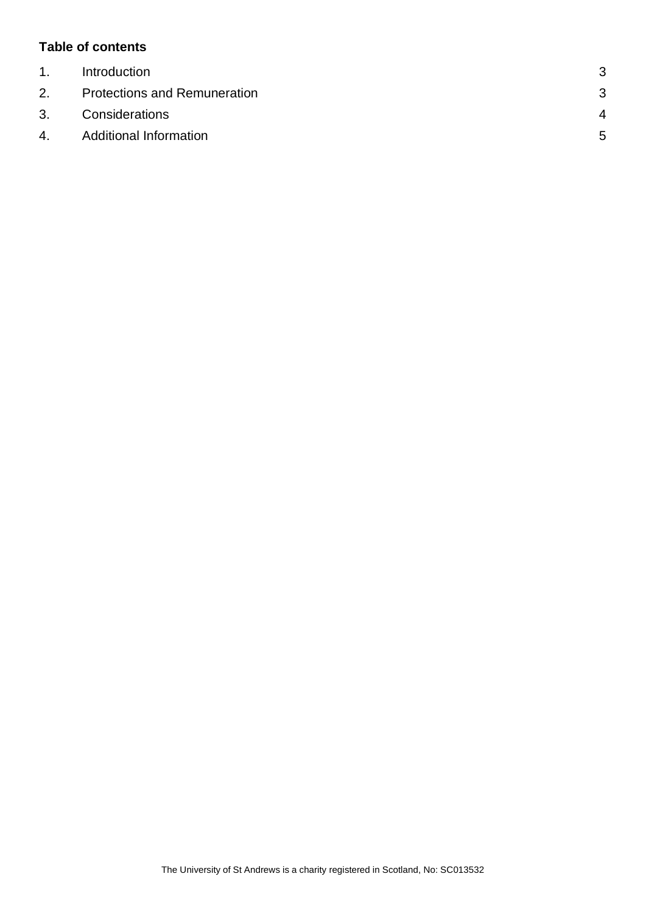**Table of contents**

| | | |
|---|---|---|
| 1. | Introduction | 3 |
| 2. | Protections and Remuneration | 3 |
| 3. | Considerations | 4 |
| 4. | Additional Information | 5 |

The University of St Andrews is a charity registered in Scotland, No: SC013532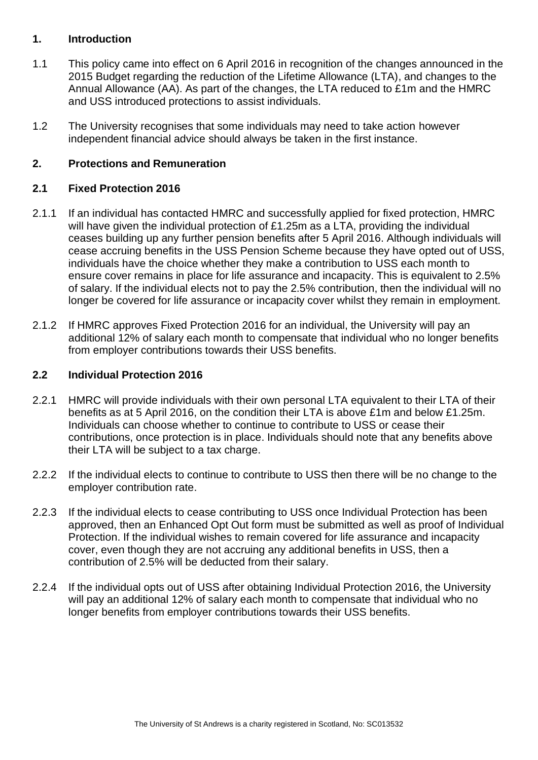## 1. Introduction

1.1 This policy came into effect on 6 April 2016 in recognition of the changes announced in the 2015 Budget regarding the reduction of the Lifetime Allowance (LTA), and changes to the Annual Allowance (AA). As part of the changes, the LTA reduced to £1m and the HMRC and USS introduced protections to assist individuals.

1.2 The University recognises that some individuals may need to take action however independent financial advice should always be taken in the first instance.

## 2. Protections and Remuneration

### 2.1 Fixed Protection 2016

2.1.1 If an individual has contacted HMRC and successfully applied for fixed protection, HMRC will have given the individual protection of £1.25m as a LTA, providing the individual ceases building up any further pension benefits after 5 April 2016. Although individuals will cease accruing benefits in the USS Pension Scheme because they have opted out of USS, individuals have the choice whether they make a contribution to USS each month to ensure cover remains in place for life assurance and incapacity. This is equivalent to 2.5% of salary. If the individual elects not to pay the 2.5% contribution, then the individual will no longer be covered for life assurance or incapacity cover whilst they remain in employment.

2.1.2 If HMRC approves Fixed Protection 2016 for an individual, the University will pay an additional 12% of salary each month to compensate that individual who no longer benefits from employer contributions towards their USS benefits.

### 2.2 Individual Protection 2016

2.2.1 HMRC will provide individuals with their own personal LTA equivalent to their LTA of their benefits as at 5 April 2016, on the condition their LTA is above £1m and below £1.25m. Individuals can choose whether to continue to contribute to USS or cease their contributions, once protection is in place. Individuals should note that any benefits above their LTA will be subject to a tax charge.

2.2.2 If the individual elects to continue to contribute to USS then there will be no change to the employer contribution rate.

2.2.3 If the individual elects to cease contributing to USS once Individual Protection has been approved, then an Enhanced Opt Out form must be submitted as well as proof of Individual Protection. If the individual wishes to remain covered for life assurance and incapacity cover, even though they are not accruing any additional benefits in USS, then a contribution of 2.5% will be deducted from their salary.

2.2.4 If the individual opts out of USS after obtaining Individual Protection 2016, the University will pay an additional 12% of salary each month to compensate that individual who no longer benefits from employer contributions towards their USS benefits.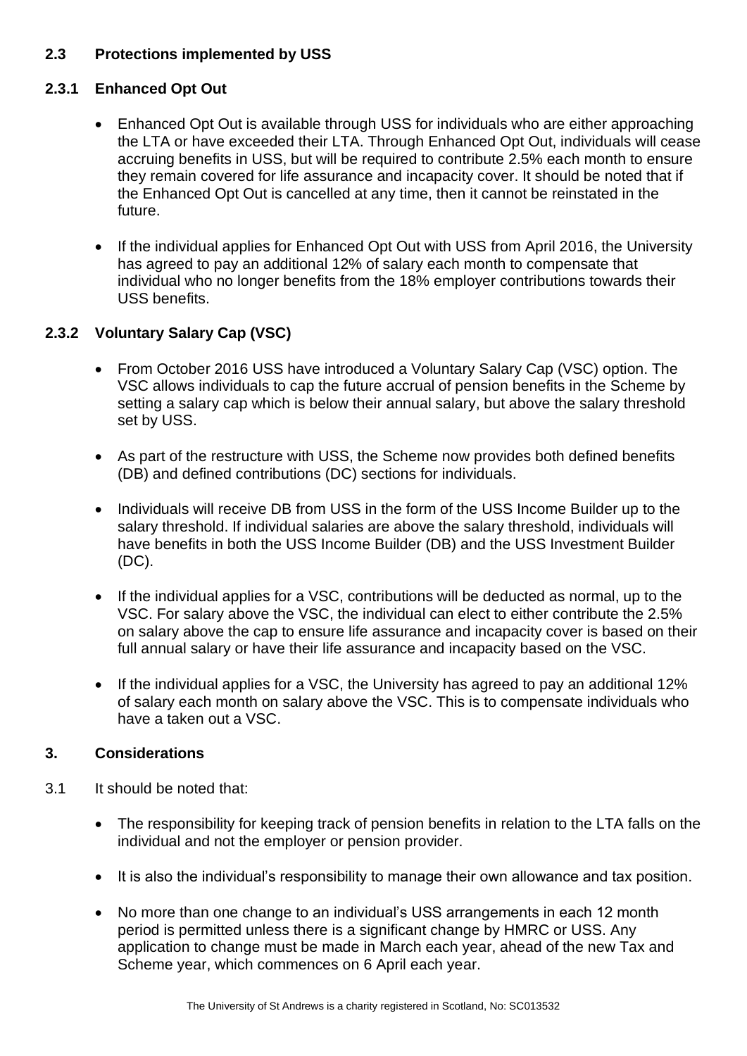## 2.3 Protections implemented by USS

### 2.3.1 Enhanced Opt Out

- Enhanced Opt Out is available through USS for individuals who are either approaching the LTA or have exceeded their LTA. Through Enhanced Opt Out, individuals will cease accruing benefits in USS, but will be required to contribute 2.5% each month to ensure they remain covered for life assurance and incapacity cover. It should be noted that if the Enhanced Opt Out is cancelled at any time, then it cannot be reinstated in the future.

- If the individual applies for Enhanced Opt Out with USS from April 2016, the University has agreed to pay an additional 12% of salary each month to compensate that individual who no longer benefits from the 18% employer contributions towards their USS benefits.

### 2.3.2 Voluntary Salary Cap (VSC)

- From October 2016 USS have introduced a Voluntary Salary Cap (VSC) option. The VSC allows individuals to cap the future accrual of pension benefits in the Scheme by setting a salary cap which is below their annual salary, but above the salary threshold set by USS.

- As part of the restructure with USS, the Scheme now provides both defined benefits (DB) and defined contributions (DC) sections for individuals.

- Individuals will receive DB from USS in the form of the USS Income Builder up to the salary threshold. If individual salaries are above the salary threshold, individuals will have benefits in both the USS Income Builder (DB) and the USS Investment Builder (DC).

- If the individual applies for a VSC, contributions will be deducted as normal, up to the VSC. For salary above the VSC, the individual can elect to either contribute the 2.5% on salary above the cap to ensure life assurance and incapacity cover is based on their full annual salary or have their life assurance and incapacity based on the VSC.

- If the individual applies for a VSC, the University has agreed to pay an additional 12% of salary each month on salary above the VSC. This is to compensate individuals who have a taken out a VSC.

## 3. Considerations

3.1 It should be noted that:

- The responsibility for keeping track of pension benefits in relation to the LTA falls on the individual and not the employer or pension provider.

- It is also the individual's responsibility to manage their own allowance and tax position.

- No more than one change to an individual's USS arrangements in each 12 month period is permitted unless there is a significant change by HMRC or USS. Any application to change must be made in March each year, ahead of the new Tax and Scheme year, which commences on 6 April each year.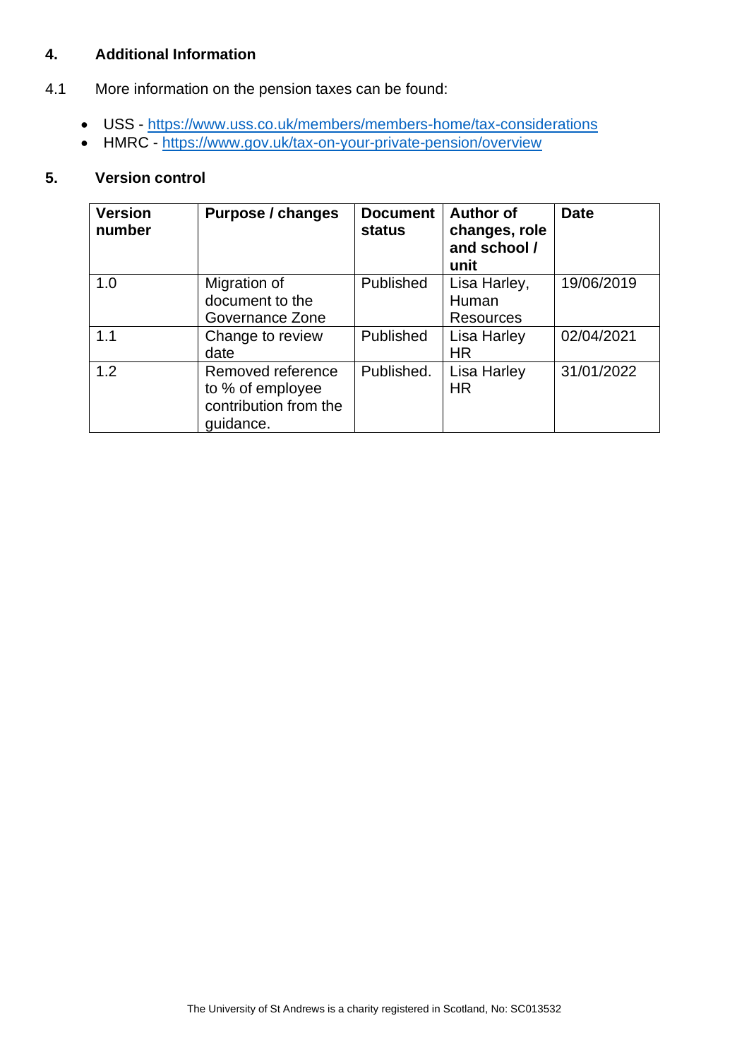## 4. Additional Information

4.1 More information on the pension taxes can be found:

- USS - https://www.uss.co.uk/members/members-home/tax-considerations
- HMRC - https://www.gov.uk/tax-on-your-private-pension/overview

## 5. Version control

| Version number | Purpose / changes | Document status | Author of changes, role and school / unit | Date |
|---|---|---|---|---|
| 1.0 | Migration of document to the Governance Zone | Published | Lisa Harley, Human Resources | 19/06/2019 |
| 1.1 | Change to review date | Published | Lisa Harley HR | 02/04/2021 |
| 1.2 | Removed reference to % of employee contribution from the guidance. | Published. | Lisa Harley HR | 31/01/2022 |

The University of St Andrews is a charity registered in Scotland, No: SC013532